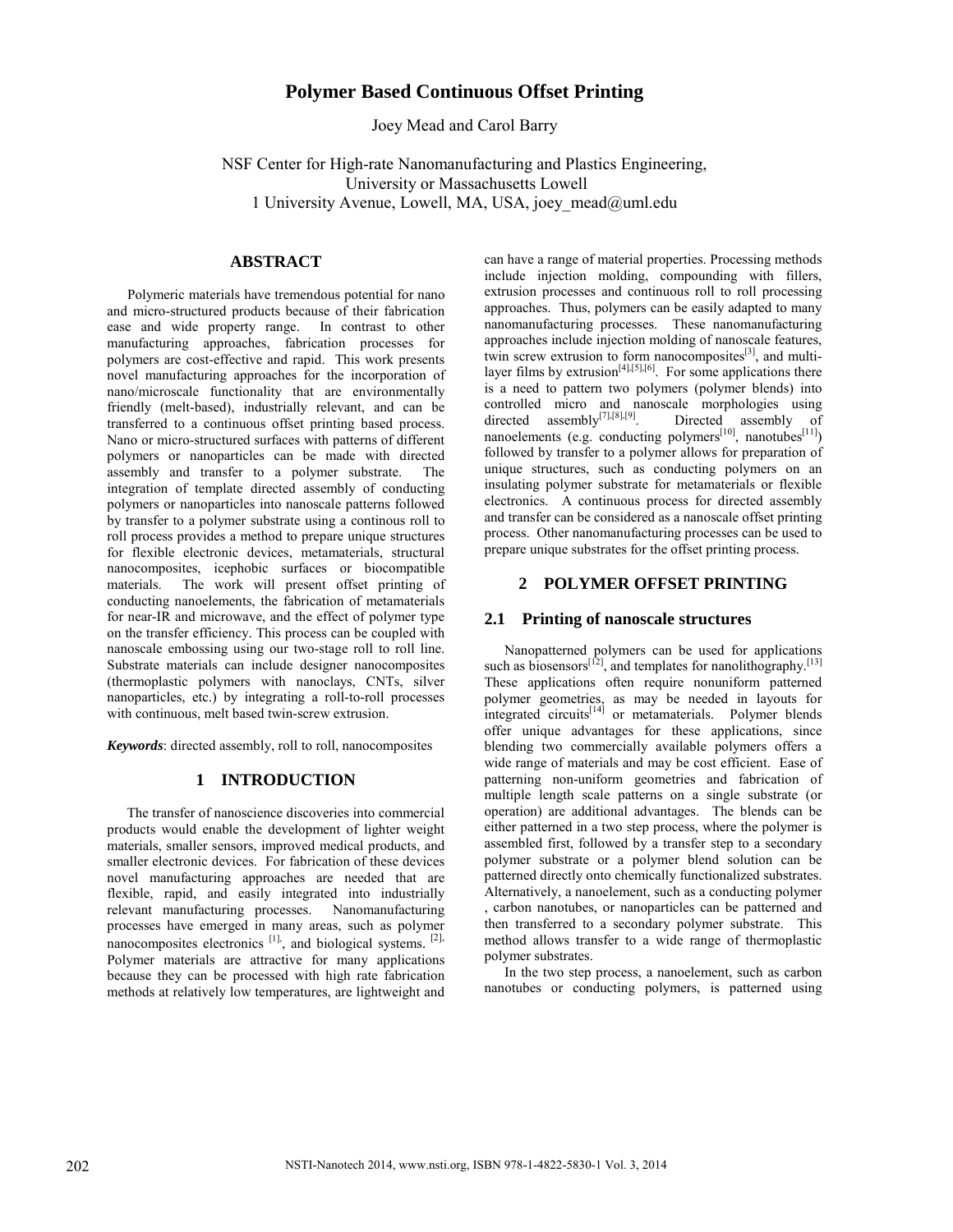# Polymer Based Continuous Offset Printing

Joey Mead and Carol Barry

NSF Center for High-rate Nanomanufacturing and Plastics Engineering,
University or Massachusetts Lowell
1 University Avenue, Lowell, MA, USA, joey_mead@uml.edu

## ABSTRACT

Polymeric materials have tremendous potential for nano and micro-structured products because of their fabrication ease and wide property range. In contrast to other manufacturing approaches, fabrication processes for polymers are cost-effective and rapid. This work presents novel manufacturing approaches for the incorporation of nano/microscale functionality that are environmentally friendly (melt-based), industrially relevant, and can be transferred to a continuous offset printing based process. Nano or micro-structured surfaces with patterns of different polymers or nanoparticles can be made with directed assembly and transfer to a polymer substrate. The integration of template directed assembly of conducting polymers or nanoparticles into nanoscale patterns followed by transfer to a polymer substrate using a continous roll to roll process provides a method to prepare unique structures for flexible electronic devices, metamaterials, structural nanocomposites, icephobic surfaces or biocompatible materials. The work will present offset printing of conducting nanoelements, the fabrication of metamaterials for near-IR and microwave, and the effect of polymer type on the transfer efficiency. This process can be coupled with nanoscale embossing using our two-stage roll to roll line. Substrate materials can include designer nanocomposites (thermoplastic polymers with nanoclays, CNTs, silver nanoparticles, etc.) by integrating a roll-to-roll processes with continuous, melt based twin-screw extrusion.

***Keywords***: directed assembly, roll to roll, nanocomposites

## 1 INTRODUCTION

The transfer of nanoscience discoveries into commercial products would enable the development of lighter weight materials, smaller sensors, improved medical products, and smaller electronic devices. For fabrication of these devices novel manufacturing approaches are needed that are flexible, rapid, and easily integrated into industrially relevant manufacturing processes. Nanomanufacturing processes have emerged in many areas, such as polymer nanocomposites electronics [1], and biological systems. [2]. Polymer materials are attractive for many applications because they can be processed with high rate fabrication methods at relatively low temperatures, are lightweight and can have a range of material properties. Processing methods include injection molding, compounding with fillers, extrusion processes and continuous roll to roll processing approaches. Thus, polymers can be easily adapted to many nanomanufacturing processes. These nanomanufacturing approaches include injection molding of nanoscale features, twin screw extrusion to form nanocomposites[3], and multi-layer films by extrusion[4],[5],[6]. For some applications there is a need to pattern two polymers (polymer blends) into controlled micro and nanoscale morphologies using directed assembly[7],[8],[9]. Directed assembly of nanoelements (e.g. conducting polymers[10], nanotubes[11]) followed by transfer to a polymer allows for preparation of unique structures, such as conducting polymers on an insulating polymer substrate for metamaterials or flexible electronics. A continuous process for directed assembly and transfer can be considered as a nanoscale offset printing process. Other nanomanufacturing processes can be used to prepare unique substrates for the offset printing process.

## 2 POLYMER OFFSET PRINTING

### 2.1 Printing of nanoscale structures

Nanopatterned polymers can be used for applications such as biosensors[12], and templates for nanolithography.[13] These applications often require nonuniform patterned polymer geometries, as may be needed in layouts for integrated circuits[14] or metamaterials. Polymer blends offer unique advantages for these applications, since blending two commercially available polymers offers a wide range of materials and may be cost efficient. Ease of patterning non-uniform geometries and fabrication of multiple length scale patterns on a single substrate (or operation) are additional advantages. The blends can be either patterned in a two step process, where the polymer is assembled first, followed by a transfer step to a secondary polymer substrate or a polymer blend solution can be patterned directly onto chemically functionalized substrates. Alternatively, a nanoelement, such as a conducting polymer , carbon nanotubes, or nanoparticles can be patterned and then transferred to a secondary polymer substrate. This method allows transfer to a wide range of thermoplastic polymer substrates.

In the two step process, a nanoelement, such as carbon nanotubes or conducting polymers, is patterned using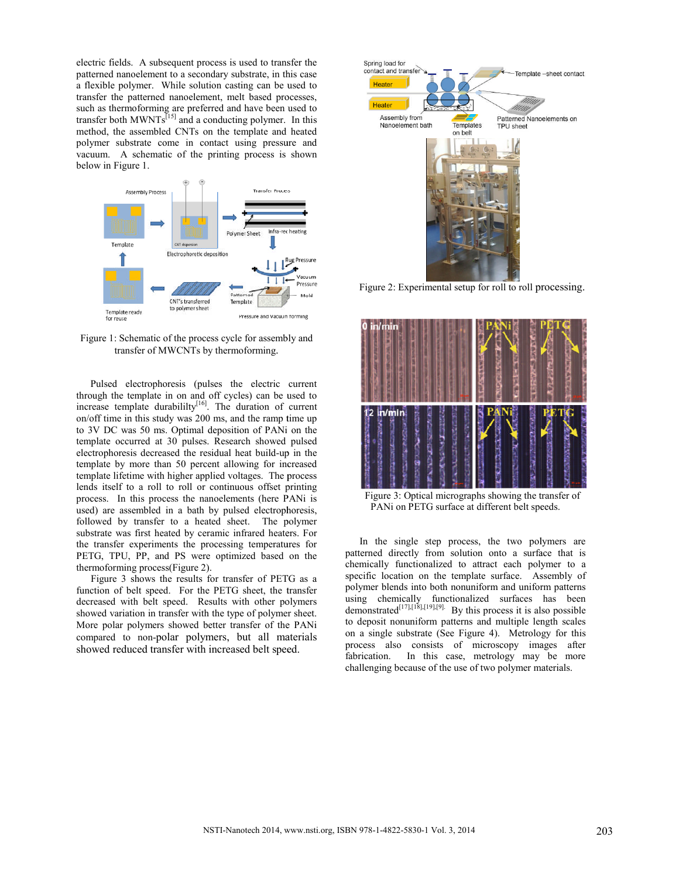electric fields. A subsequent process is used to transfer the patterned nanoelement to a secondary substrate, in this case a flexible polymer. While solution casting can be used to transfer the patterned nanoelement, melt based processes, such as thermoforming are preferred and have been used to transfer both MWNTs[15] and a conducting polymer. In this method, the assembled CNTs on the template and heated polymer substrate come in contact using pressure and vacuum. A schematic of the printing process is shown below in Figure 1.

Figure 1: Schematic of the process cycle for assembly and transfer of MWCNTs by thermoforming.

Pulsed electrophoresis (pulses the electric current through the template in on and off cycles) can be used to increase template durability[16]. The duration of current on/off time in this study was 200 ms, and the ramp time up to 3V DC was 50 ms. Optimal deposition of PANi on the template occurred at 30 pulses. Research showed pulsed electrophoresis decreased the residual heat build-up in the template by more than 50 percent allowing for increased template lifetime with higher applied voltages. The process lends itself to a roll to roll or continuous offset printing process. In this process the nanoelements (here PANi is used) are assembled in a bath by pulsed electrophoresis, followed by transfer to a heated sheet. The polymer substrate was first heated by ceramic infrared heaters. For the transfer experiments the processing temperatures for PETG, TPU, PP, and PS were optimized based on the thermoforming process(Figure 2).

Figure 3 shows the results for transfer of PETG as a function of belt speed. For the PETG sheet, the transfer decreased with belt speed. Results with other polymers showed variation in transfer with the type of polymer sheet. More polar polymers showed better transfer of the PANi compared to non-polar polymers, but all materials showed reduced transfer with increased belt speed.

Figure 2: Experimental setup for roll to roll processing.

Figure 3: Optical micrographs showing the transfer of PANi on PETG surface at different belt speeds.

In the single step process, the two polymers are patterned directly from solution onto a surface that is chemically functionalized to attract each polymer to a specific location on the template surface. Assembly of polymer blends into both nonuniform and uniform patterns using chemically functionalized surfaces has been demonstrated[17],[18],[19],[9]. By this process it is also possible to deposit nonuniform patterns and multiple length scales on a single substrate (See Figure 4). Metrology for this process also consists of microscopy images after fabrication. In this case, metrology may be more challenging because of the use of two polymer materials.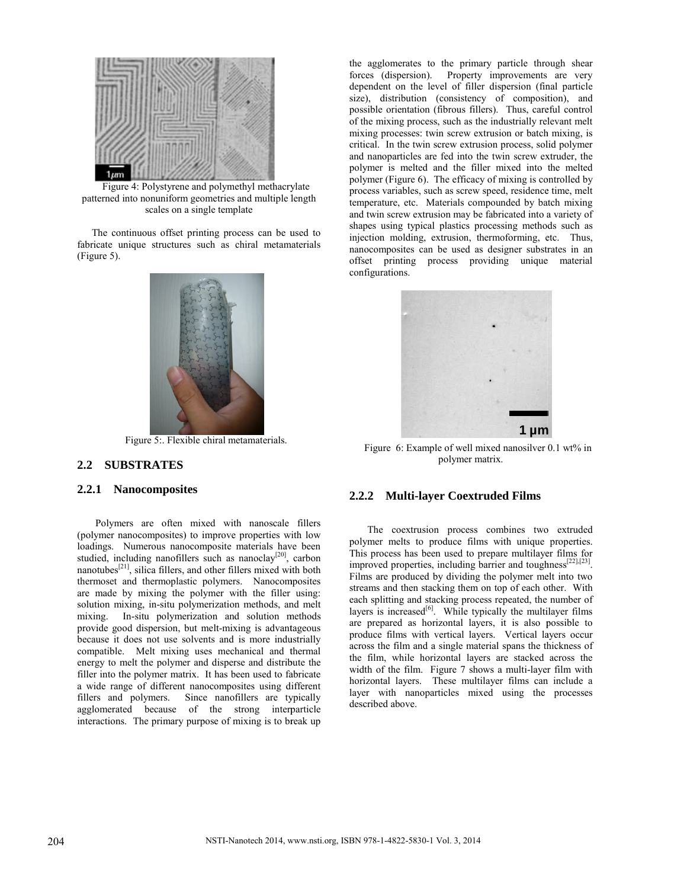Figure 4: Polystyrene and polymethyl methacrylate patterned into nonuniform geometries and multiple length scales on a single template

The continuous offset printing process can be used to fabricate unique structures such as chiral metamaterials (Figure 5).

Figure 5:. Flexible chiral metamaterials.

## 2.2 SUBSTRATES

### 2.2.1 Nanocomposites

Polymers are often mixed with nanoscale fillers (polymer nanocomposites) to improve properties with low loadings. Numerous nanocomposite materials have been studied, including nanofillers such as nanoclay[20], carbon nanotubes[21], silica fillers, and other fillers mixed with both thermoset and thermoplastic polymers. Nanocomposites are made by mixing the polymer with the filler using: solution mixing, in-situ polymerization methods, and melt mixing. In-situ polymerization and solution methods provide good dispersion, but melt-mixing is advantageous because it does not use solvents and is more industrially compatible. Melt mixing uses mechanical and thermal energy to melt the polymer and disperse and distribute the filler into the polymer matrix. It has been used to fabricate a wide range of different nanocomposites using different fillers and polymers. Since nanofillers are typically agglomerated because of the strong interparticle interactions. The primary purpose of mixing is to break up the agglomerates to the primary particle through shear forces (dispersion). Property improvements are very dependent on the level of filler dispersion (final particle size), distribution (consistency of composition), and possible orientation (fibrous fillers). Thus, careful control of the mixing process, such as the industrially relevant melt mixing processes: twin screw extrusion or batch mixing, is critical. In the twin screw extrusion process, solid polymer and nanoparticles are fed into the twin screw extruder, the polymer is melted and the filler mixed into the melted polymer (Figure 6). The efficacy of mixing is controlled by process variables, such as screw speed, residence time, melt temperature, etc. Materials compounded by batch mixing and twin screw extrusion may be fabricated into a variety of shapes using typical plastics processing methods such as injection molding, extrusion, thermoforming, etc. Thus, nanocomposites can be used as designer substrates in an offset printing process providing unique material configurations.

Figure 6: Example of well mixed nanosilver 0.1 wt% in polymer matrix.

### 2.2.2 Multi-layer Coextruded Films

The coextrusion process combines two extruded polymer melts to produce films with unique properties. This process has been used to prepare multilayer films for improved properties, including barrier and toughness[22],[23]. Films are produced by dividing the polymer melt into two streams and then stacking them on top of each other. With each splitting and stacking process repeated, the number of layers is increased[6]. While typically the multilayer films are prepared as horizontal layers, it is also possible to produce films with vertical layers. Vertical layers occur across the film and a single material spans the thickness of the film, while horizontal layers are stacked across the width of the film. Figure 7 shows a multi-layer film with horizontal layers. These multilayer films can include a layer with nanoparticles mixed using the processes described above.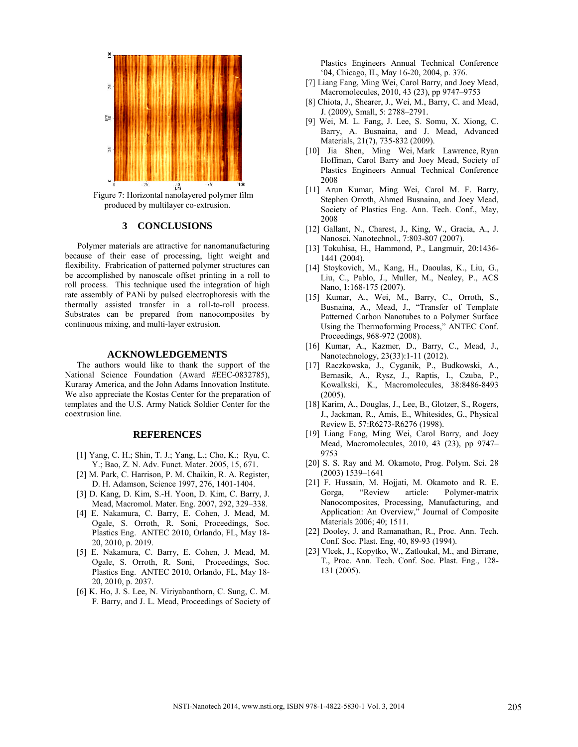100
75
µm 50
25
0
0 25 50 75 100
µm

Figure 7: Horizontal nanolayered polymer film produced by multilayer co-extrusion.

## 3 CONCLUSIONS

Polymer materials are attractive for nanomanufacturing because of their ease of processing, light weight and flexibility. Frabrication of patterned polymer structures can be accomplished by nanoscale offset printing in a roll to roll process. This technique used the integration of high rate assembly of PANi by pulsed electrophoresis with the thermally assisted transfer in a roll-to-roll process. Substrates can be prepared from nanocomposites by continuous mixing, and multi-layer extrusion.

## ACKNOWLEDGEMENTS

The authors would like to thank the support of the National Science Foundation (Award #EEC-0832785), Kuraray America, and the John Adams Innovation Institute. We also appreciate the Kostas Center for the preparation of templates and the U.S. Army Natick Soldier Center for the coextrusion line.

## REFERENCES

[1] Yang, C. H.; Shin, T. J.; Yang, L.; Cho, K.; Ryu, C. Y.; Bao, Z. N. Adv. Funct. Mater. 2005, 15, 671.

[2] M. Park, C. Harrison, P. M. Chaikin, R. A. Register, D. H. Adamson, Science 1997, 276, 1401-1404.

[3] D. Kang, D. Kim, S.-H. Yoon, D. Kim, C. Barry, J. Mead, Macromol. Mater. Eng. 2007, 292, 329–338.

[4] E. Nakamura, C. Barry, E. Cohen, J. Mead, M. Ogale, S. Orroth, R. Soni, Proceedings, Soc. Plastics Eng. ANTEC 2010, Orlando, FL, May 18-20, 2010, p. 2019.

[5] E. Nakamura, C. Barry, E. Cohen, J. Mead, M. Ogale, S. Orroth, R. Soni, Proceedings, Soc. Plastics Eng. ANTEC 2010, Orlando, FL, May 18-20, 2010, p. 2037.

[6] K. Ho, J. S. Lee, N. Viriyabanthorn, C. Sung, C. M. F. Barry, and J. L. Mead, Proceedings of Society of Plastics Engineers Annual Technical Conference '04, Chicago, IL, May 16-20, 2004, p. 376.

[7] Liang Fang, Ming Wei, Carol Barry, and Joey Mead, Macromolecules, 2010, 43 (23), pp 9747–9753

[8] Chiota, J., Shearer, J., Wei, M., Barry, C. and Mead, J. (2009), Small, 5: 2788–2791.

[9] Wei, M. L. Fang, J. Lee, S. Somu, X. Xiong, C. Barry, A. Busnaina, and J. Mead, Advanced Materials, 21(7), 735-832 (2009).

[10] Jia Shen, Ming Wei, Mark Lawrence, Ryan Hoffman, Carol Barry and Joey Mead, Society of Plastics Engineers Annual Technical Conference 2008

[11] Arun Kumar, Ming Wei, Carol M. F. Barry, Stephen Orroth, Ahmed Busnaina, and Joey Mead, Society of Plastics Eng. Ann. Tech. Conf., May, 2008

[12] Gallant, N., Charest, J., King, W., Gracia, A., J. Nanosci. Nanotechnol., 7:803-807 (2007).

[13] Tokuhisa, H., Hammond, P., Langmuir, 20:1436-1441 (2004).

[14] Stoykovich, M., Kang, H., Daoulas, K., Liu, G., Liu, C., Pablo, J., Muller, M., Nealey, P., ACS Nano, 1:168-175 (2007).

[15] Kumar, A., Wei, M., Barry, C., Orroth, S., Busnaina, A., Mead, J., "Transfer of Template Patterned Carbon Nanotubes to a Polymer Surface Using the Thermoforming Process," ANTEC Conf. Proceedings, 968-972 (2008).

[16] Kumar, A., Kazmer, D., Barry, C., Mead, J., Nanotechnology, 23(33):1-11 (2012).

[17] Raczkowska, J., Cyganik, P., Budkowski, A., Bernasik, A., Rysz, J., Raptis, I., Czuba, P., Kowalkski, K., Macromolecules, 38:8486-8493 (2005).

[18] Karim, A., Douglas, J., Lee, B., Glotzer, S., Rogers, J., Jackman, R., Amis, E., Whitesides, G., Physical Review E, 57:R6273-R6276 (1998).

[19] Liang Fang, Ming Wei, Carol Barry, and Joey Mead, Macromolecules, 2010, 43 (23), pp 9747–9753

[20] S. S. Ray and M. Okamoto, Prog. Polym. Sci. 28 (2003) 1539–1641

[21] F. Hussain, M. Hojjati, M. Okamoto and R. E. Gorga, "Review article: Polymer-matrix Nanocomposites, Processing, Manufacturing, and Application: An Overview," Journal of Composite Materials 2006; 40; 1511.

[22] Dooley, J. and Ramanathan, R., Proc. Ann. Tech. Conf. Soc. Plast. Eng, 40, 89-93 (1994).

[23] Vlcek, J., Kopytko, W., Zatloukal, M., and Birrane, T., Proc. Ann. Tech. Conf. Soc. Plast. Eng., 128-131 (2005).